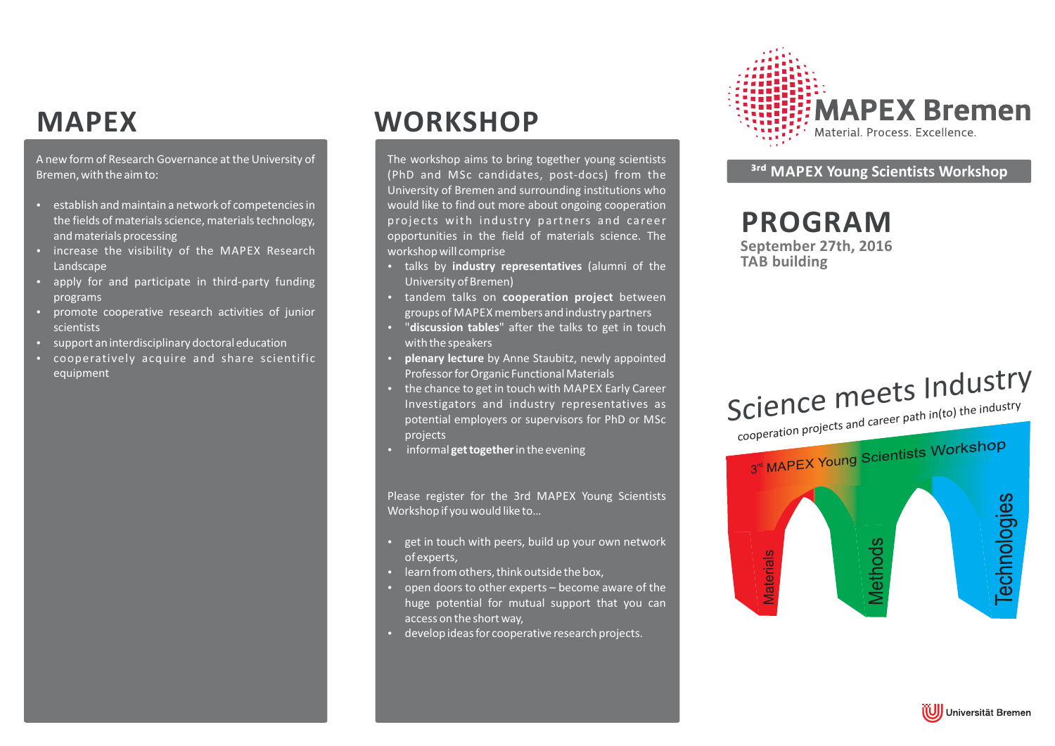# MAPEX

A new form of Research Governance at the University of Bremen, with the aim to:

- establish and maintain a network of competencies in the fields of materials science, materials technology, and materials processing
- increase the visibility of the MAPEX Research Landscape
- apply for and participate in third-party funding programs
- promote cooperative research activities of junior scientists
- support an interdisciplinary doctoral education
- cooperatively acquire and share scientific equipment

# WORKSHOP

The workshop aims to bring together young scientists (PhD and MSc candidates, post-docs) from the University of Bremen and surrounding institutions who would like to find out more about ongoing cooperation projects with industry partners and career opportunities in the field of materials science. The workshop will comprise

- talks by **industry representatives** (alumni of the University of Bremen)
- tandem talks on **cooperation project** between groups of MAPEX members and industry partners
- "**discussion tables**" after the talks to get in touch with the speakers
- **plenary lecture** by Anne Staubitz, newly appointed Professor for Organic Functional Materials
- the chance to get in touch with MAPEX Early Career Investigators and industry representatives as potential employers or supervisors for PhD or MSc projects
- informal **get together** in the evening

Please register for the 3rd MAPEX Young Scientists Workshop if you would like to...

- get in touch with peers, build up your own network of experts,
- learn from others, think outside the box,
- open doors to other experts – become aware of the huge potential for mutual support that you can access on the short way,
- develop ideas for cooperative research projects.

**MAPEX Bremen**
Material. Process. Excellence.

**3rd MAPEX Young Scientists Workshop**

# PROGRAM

**September 27th, 2016**
**TAB building**

Science meets Industry
cooperation projects and career path in(to) the industry

3rd MAPEX Young Scientists Workshop

Materials – Methods – Technologies

Universität Bremen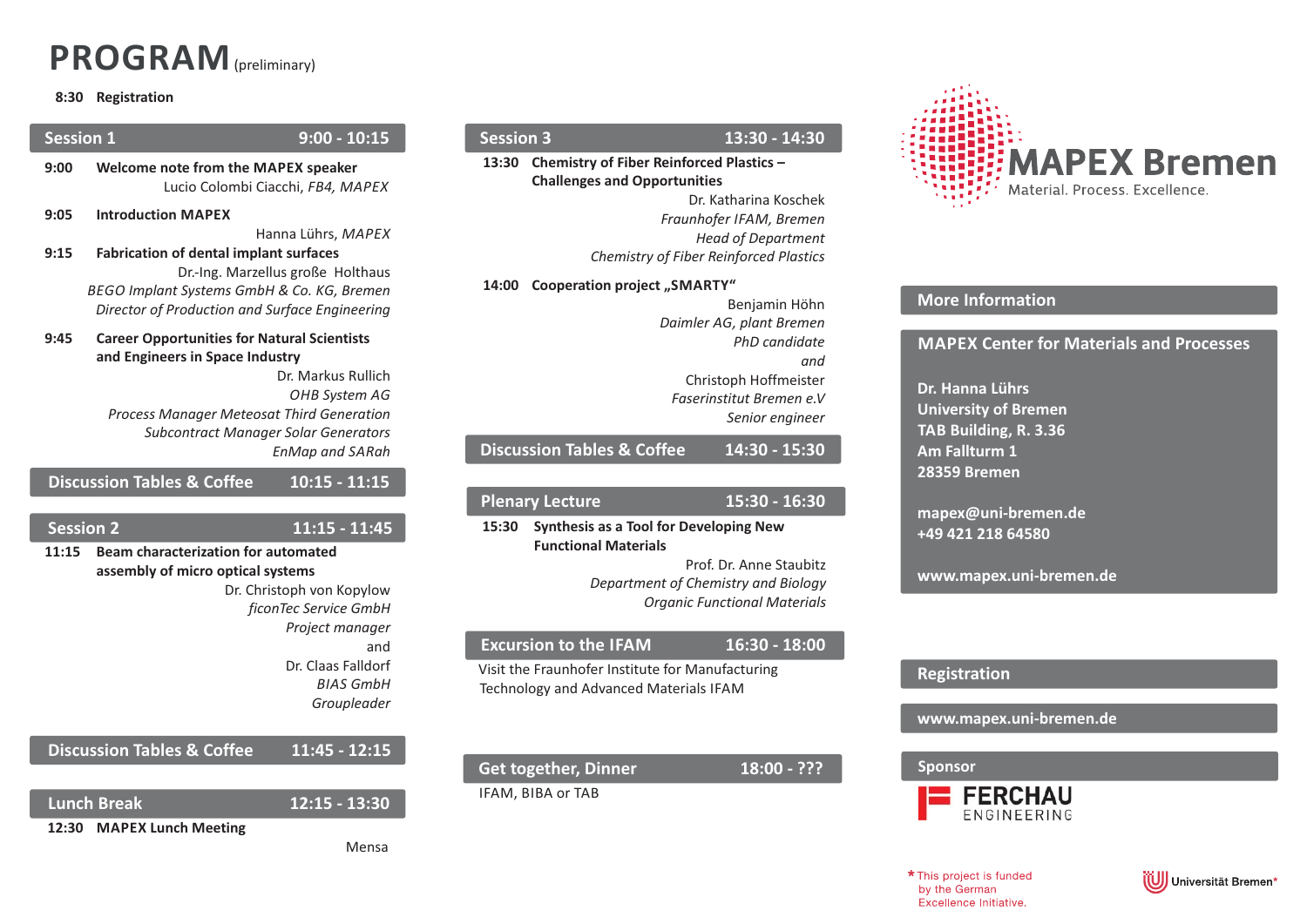# PROGRAM (preliminary)

**8:30 Registration**

## Session 1 — 9:00 - 10:15

**9:00 Welcome note from the MAPEX speaker**
Lucio Colombi Ciacchi, *FB4, MAPEX*

**9:05 Introduction MAPEX**
Hanna Lührs, *MAPEX*

**9:15 Fabrication of dental implant surfaces**
Dr.-Ing. Marzellus große Holthaus
*BEGO Implant Systems GmbH & Co. KG, Bremen*
*Director of Production and Surface Engineering*

**9:45 Career Opportunities for Natural Scientists and Engineers in Space Industry**
Dr. Markus Rullich
*OHB System AG*
*Process Manager Meteosat Third Generation*
*Subcontract Manager Solar Generators*
*EnMap and SARah*

## Discussion Tables & Coffee — 10:15 - 11:15

## Session 2 — 11:15 - 11:45

**11:15 Beam characterization for automated assembly of micro optical systems**
Dr. Christoph von Kopylow
*ficonTec Service GmbH*
*Project manager*
and
Dr. Claas Falldorf
*BIAS GmbH*
*Groupleader*

## Discussion Tables & Coffee — 11:45 - 12:15

## Lunch Break — 12:15 - 13:30

**12:30 MAPEX Lunch Meeting**
Mensa

## Session 3 — 13:30 - 14:30

**13:30 Chemistry of Fiber Reinforced Plastics – Challenges and Opportunities**
Dr. Katharina Koschek
*Fraunhofer IFAM, Bremen*
*Head of Department*
*Chemistry of Fiber Reinforced Plastics*

**14:00 Cooperation project „SMARTY“**
Benjamin Höhn
*Daimler AG, plant Bremen*
*PhD candidate*
*and*
Christoph Hoffmeister
*Faserinstitut Bremen e.V*
*Senior engineer*

## Discussion Tables & Coffee — 14:30 - 15:30

## Plenary Lecture — 15:30 - 16:30

**15:30 Synthesis as a Tool for Developing New Functional Materials**
Prof. Dr. Anne Staubitz
*Department of Chemistry and Biology*
*Organic Functional Materials*

## Excursion to the IFAM — 16:30 - 18:00

Visit the Fraunhofer Institute for Manufacturing Technology and Advanced Materials IFAM

## Get together, Dinner — 18:00 - ???

IFAM, BIBA or TAB

---

**MAPEX Bremen**
Material. Process. Excellence.

## More Information

### MAPEX Center for Materials and Processes

**Dr. Hanna Lührs**
**University of Bremen**
**TAB Building, R. 3.36**
**Am Fallturm 1**
**28359 Bremen**

**mapex@uni-bremen.de**
**+49 421 218 64580**

**www.mapex.uni-bremen.de**

## Registration

**www.mapex.uni-bremen.de**

## Sponsor

FERCHAU ENGINEERING

*This project is funded by the German Excellence Initiative.

Universität Bremen*